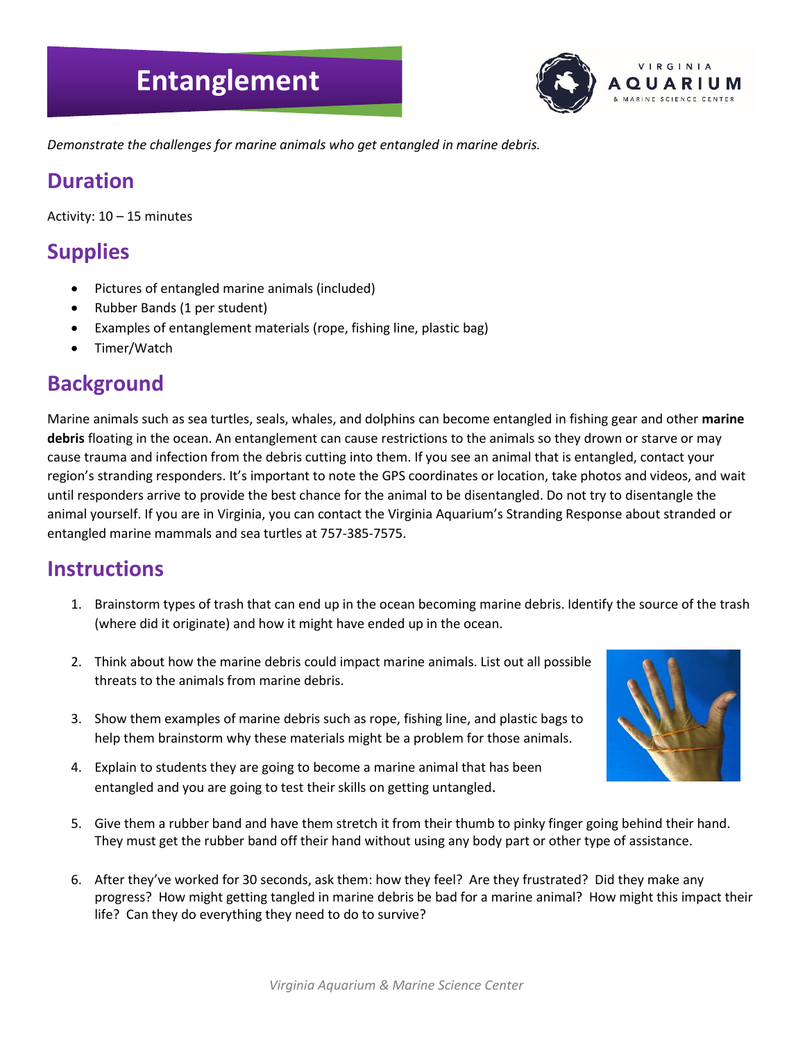# Entanglement

*Demonstrate the challenges for marine animals who get entangled in marine debris.*

## Duration

Activity: 10 – 15 minutes

## Supplies

- Pictures of entangled marine animals (included)
- Rubber Bands (1 per student)
- Examples of entanglement materials (rope, fishing line, plastic bag)
- Timer/Watch

## Background

Marine animals such as sea turtles, seals, whales, and dolphins can become entangled in fishing gear and other **marine debris** floating in the ocean. An entanglement can cause restrictions to the animals so they drown or starve or may cause trauma and infection from the debris cutting into them. If you see an animal that is entangled, contact your region's stranding responders. It's important to note the GPS coordinates or location, take photos and videos, and wait until responders arrive to provide the best chance for the animal to be disentangled. Do not try to disentangle the animal yourself. If you are in Virginia, you can contact the Virginia Aquarium's Stranding Response about stranded or entangled marine mammals and sea turtles at 757-385-7575.

## Instructions

1. Brainstorm types of trash that can end up in the ocean becoming marine debris. Identify the source of the trash (where did it originate) and how it might have ended up in the ocean.
2. Think about how the marine debris could impact marine animals. List out all possible threats to the animals from marine debris.
3. Show them examples of marine debris such as rope, fishing line, and plastic bags to help them brainstorm why these materials might be a problem for those animals.
4. Explain to students they are going to become a marine animal that has been entangled and you are going to test their skills on getting untangled.
5. Give them a rubber band and have them stretch it from their thumb to pinky finger going behind their hand. They must get the rubber band off their hand without using any body part or other type of assistance.
6. After they've worked for 30 seconds, ask them: how they feel? Are they frustrated? Did they make any progress? How might getting tangled in marine debris be bad for a marine animal? How might this impact their life? Can they do everything they need to do to survive?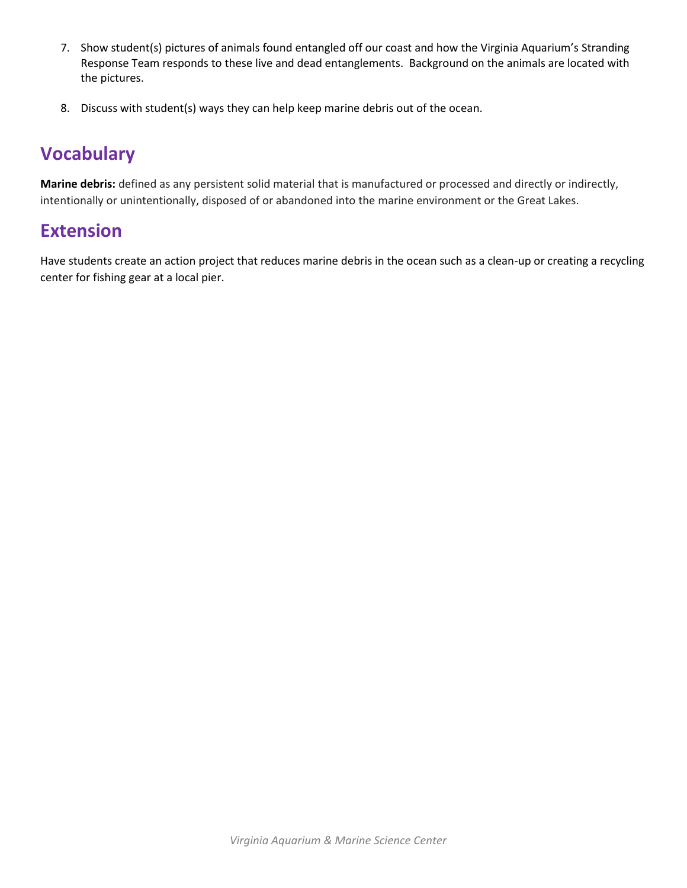7. Show student(s) pictures of animals found entangled off our coast and how the Virginia Aquarium's Stranding Response Team responds to these live and dead entanglements. Background on the animals are located with the pictures.

8. Discuss with student(s) ways they can help keep marine debris out of the ocean.

## Vocabulary

**Marine debris:** defined as any persistent solid material that is manufactured or processed and directly or indirectly, intentionally or unintentionally, disposed of or abandoned into the marine environment or the Great Lakes.

## Extension

Have students create an action project that reduces marine debris in the ocean such as a clean-up or creating a recycling center for fishing gear at a local pier.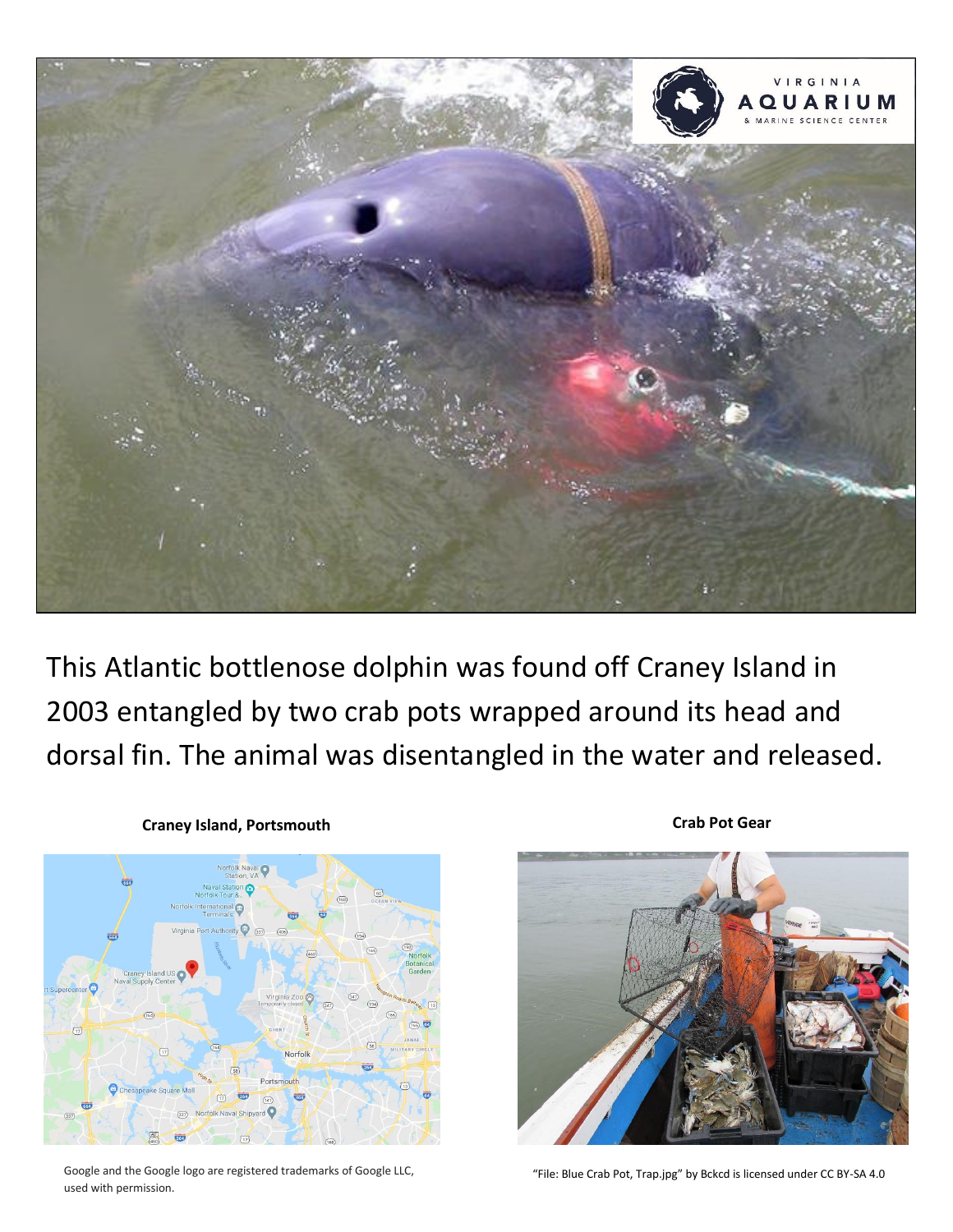This Atlantic bottlenose dolphin was found off Craney Island in 2003 entangled by two crab pots wrapped around its head and dorsal fin. The animal was disentangled in the water and released.

**Craney Island, Portsmouth**

Google and the Google logo are registered trademarks of Google LLC, used with permission.

**Crab Pot Gear**

"File: Blue Crab Pot, Trap.jpg" by Bckcd is licensed under CC BY-SA 4.0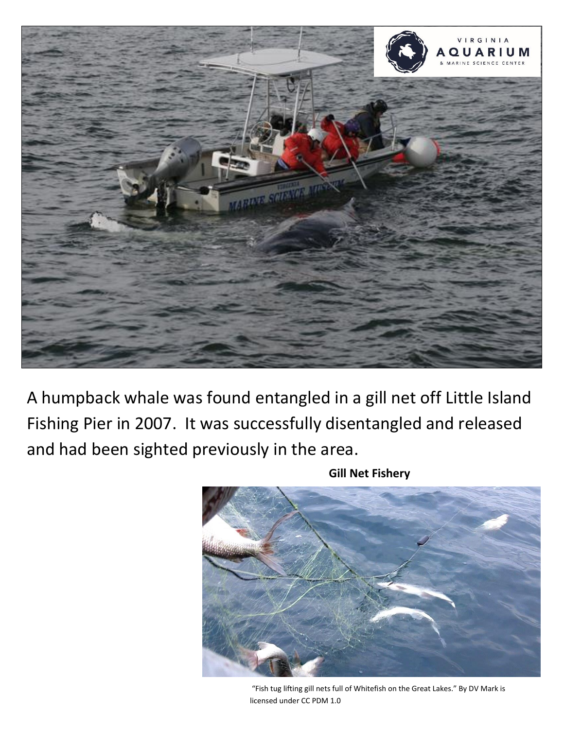A humpback whale was found entangled in a gill net off Little Island Fishing Pier in 2007. It was successfully disentangled and released and had been sighted previously in the area.

**Gill Net Fishery**

"Fish tug lifting gill nets full of Whitefish on the Great Lakes." By DV Mark is licensed under CC PDM 1.0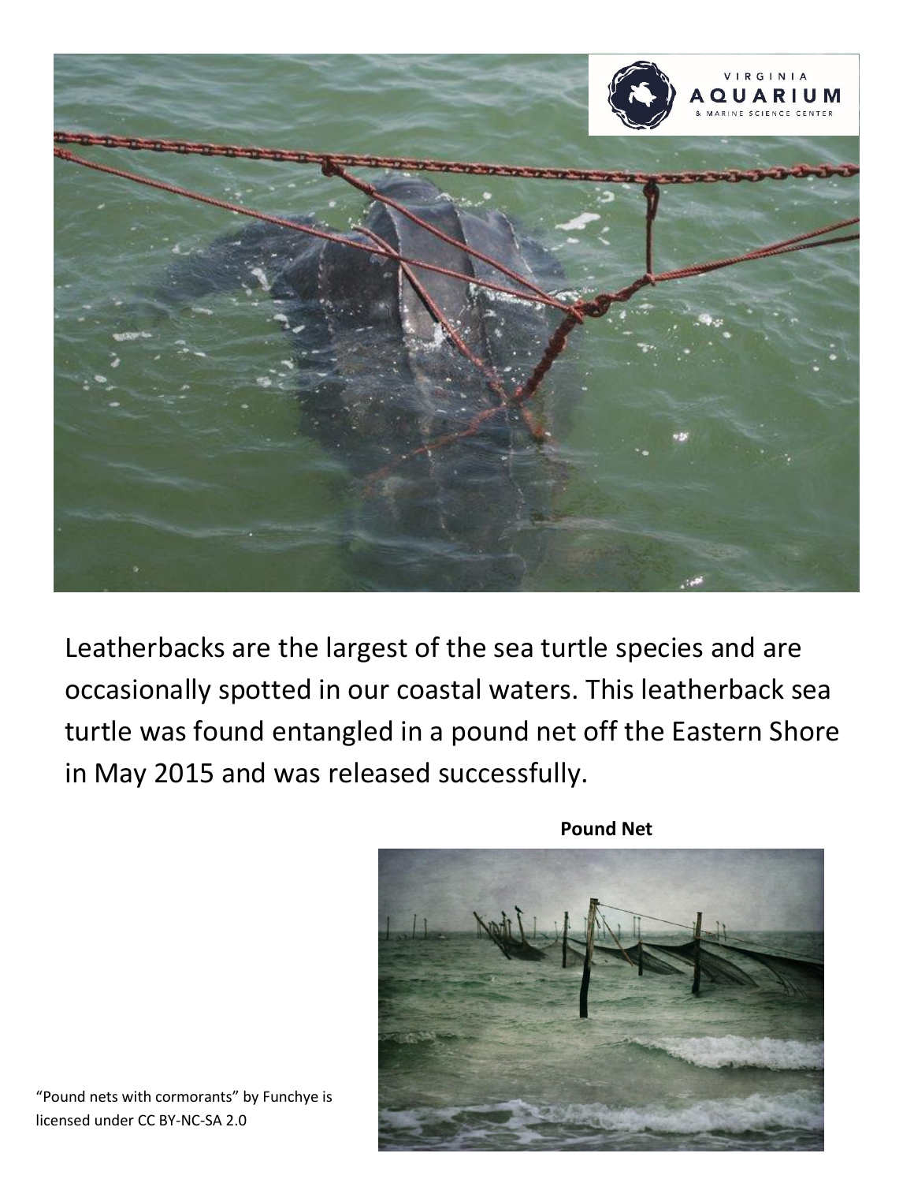Leatherbacks are the largest of the sea turtle species and are occasionally spotted in our coastal waters. This leatherback sea turtle was found entangled in a pound net off the Eastern Shore in May 2015 and was released successfully.

**Pound Net**

"Pound nets with cormorants" by Funchye is licensed under CC BY-NC-SA 2.0